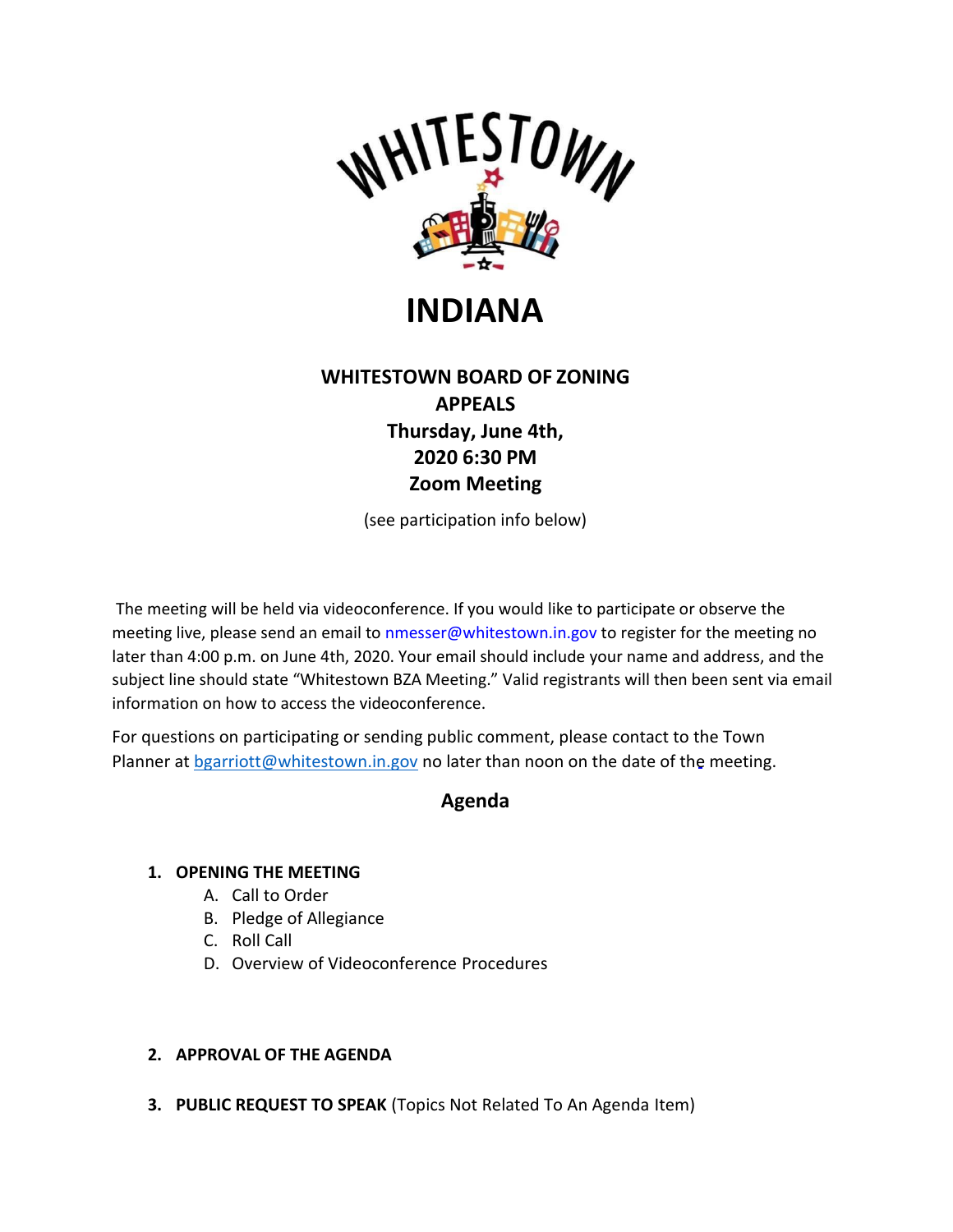# WHITESTOWN

# INDIANA

## WHITESTOWN BOARD OF ZONING APPEALS
## Thursday, June 4th, 2020 6:30 PM
## Zoom Meeting

(see participation info below)

The meeting will be held via videoconference. If you would like to participate or observe the meeting live, please send an email to nmesser@whitestown.in.gov to register for the meeting no later than 4:00 p.m. on June 4th, 2020. Your email should include your name and address, and the subject line should state "Whitestown BZA Meeting." Valid registrants will then been sent via email information on how to access the videoconference.

For questions on participating or sending public comment, please contact to the Town Planner at bgarriott@whitestown.in.gov no later than noon on the date of the meeting.

## Agenda

1. **OPENING THE MEETING**
   A. Call to Order
   B. Pledge of Allegiance
   C. Roll Call
   D. Overview of Videoconference Procedures

2. **APPROVAL OF THE AGENDA**

3. **PUBLIC REQUEST TO SPEAK** (Topics Not Related To An Agenda Item)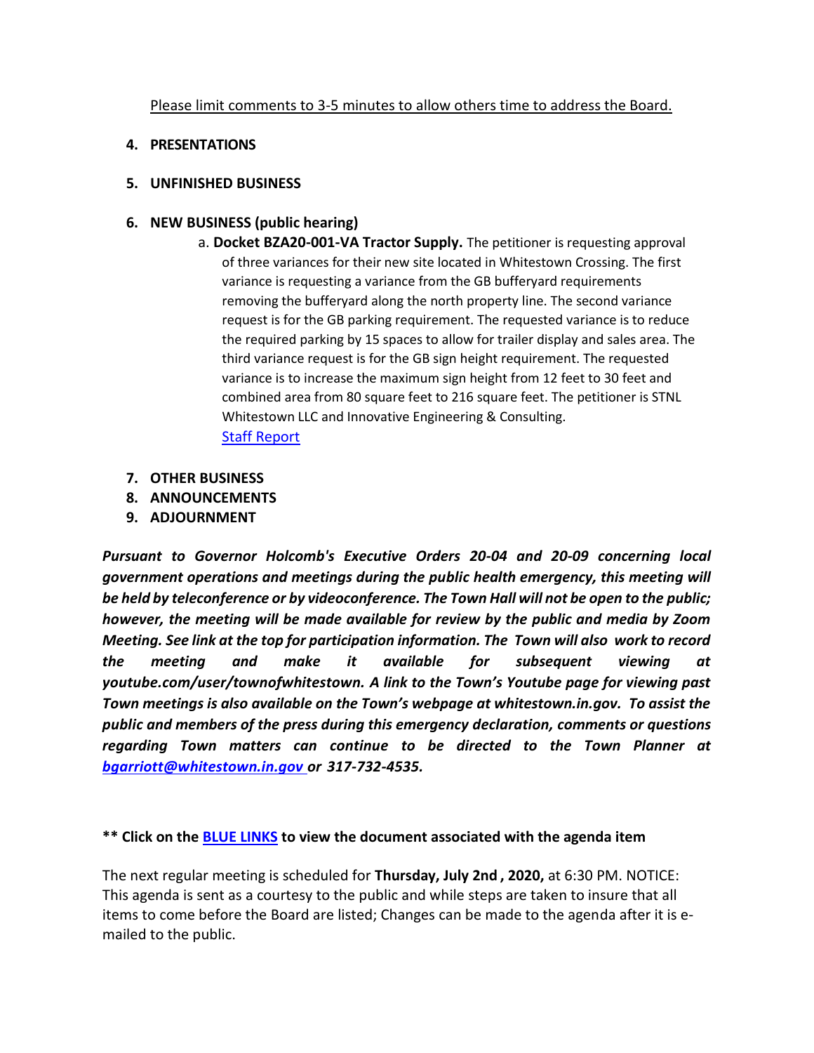Please limit comments to 3-5 minutes to allow others time to address the Board.

4. **PRESENTATIONS**

5. **UNFINISHED BUSINESS**

6. **NEW BUSINESS (public hearing)**

   a. **Docket BZA20-001-VA Tractor Supply.** The petitioner is requesting approval of three variances for their new site located in Whitestown Crossing. The first variance is requesting a variance from the GB bufferyard requirements removing the bufferyard along the north property line. The second variance request is for the GB parking requirement. The requested variance is to reduce the required parking by 15 spaces to allow for trailer display and sales area. The third variance request is for the GB sign height requirement. The requested variance is to increase the maximum sign height from 12 feet to 30 feet and combined area from 80 square feet to 216 square feet. The petitioner is STNL Whitestown LLC and Innovative Engineering & Consulting.
   Staff Report

7. **OTHER BUSINESS**
8. **ANNOUNCEMENTS**
9. **ADJOURNMENT**

***Pursuant to Governor Holcomb's Executive Orders 20-04 and 20-09 concerning local government operations and meetings during the public health emergency, this meeting will be held by teleconference or by videoconference. The Town Hall will not be open to the public; however, the meeting will be made available for review by the public and media by Zoom Meeting. See link at the top for participation information. The Town will also work to record the meeting and make it available for subsequent viewing at youtube.com/user/townofwhitestown. A link to the Town's Youtube page for viewing past Town meetings is also available on the Town's webpage at whitestown.in.gov. To assist the public and members of the press during this emergency declaration, comments or questions regarding Town matters can continue to be directed to the Town Planner at bgarriott@whitestown.in.gov or 317-732-4535.***

**\*\* Click on the BLUE LINKS to view the document associated with the agenda item**

The next regular meeting is scheduled for **Thursday, July 2nd , 2020,** at 6:30 PM. NOTICE: This agenda is sent as a courtesy to the public and while steps are taken to insure that all items to come before the Board are listed; Changes can be made to the agenda after it is e-mailed to the public.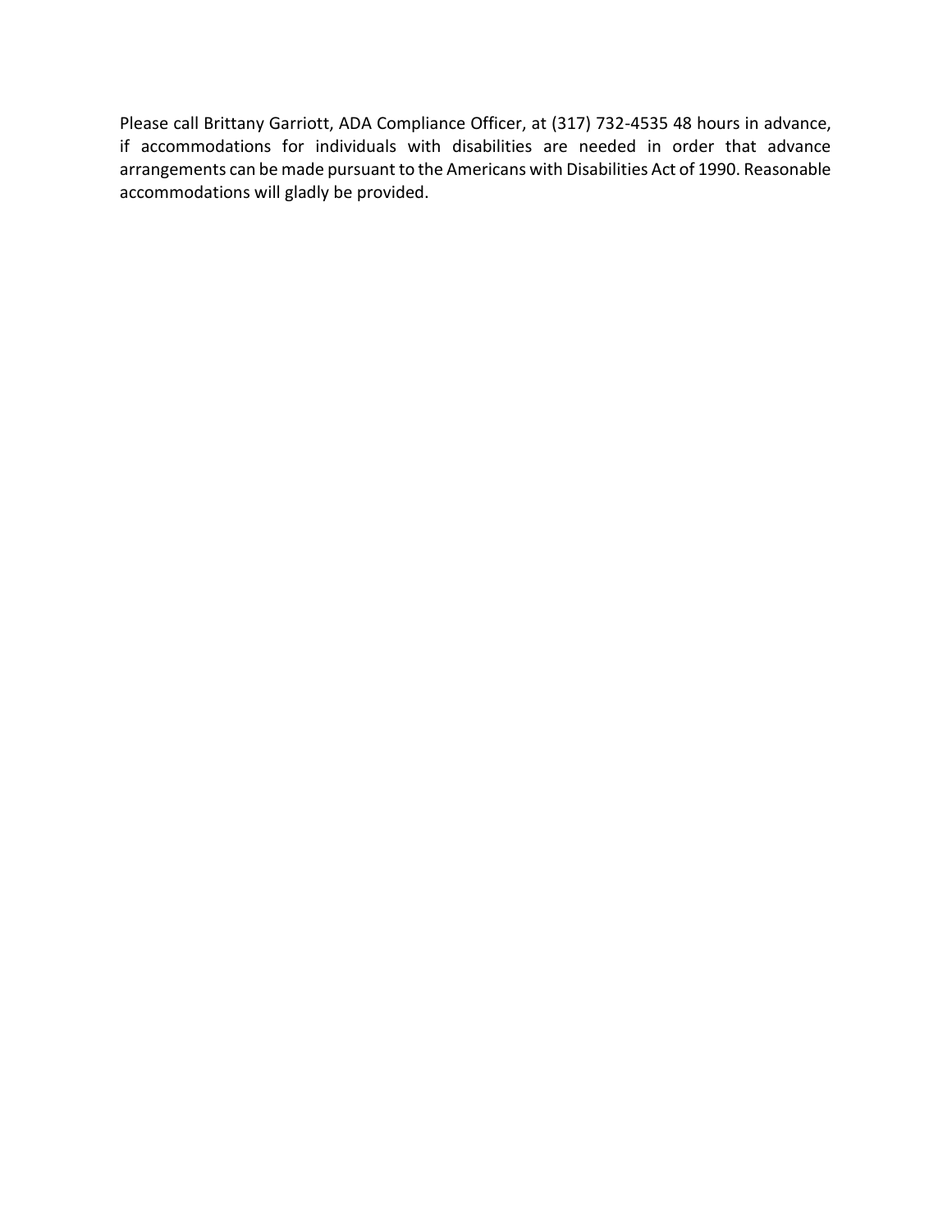Please call Brittany Garriott, ADA Compliance Officer, at (317) 732-4535 48 hours in advance, if accommodations for individuals with disabilities are needed in order that advance arrangements can be made pursuant to the Americans with Disabilities Act of 1990. Reasonable accommodations will gladly be provided.